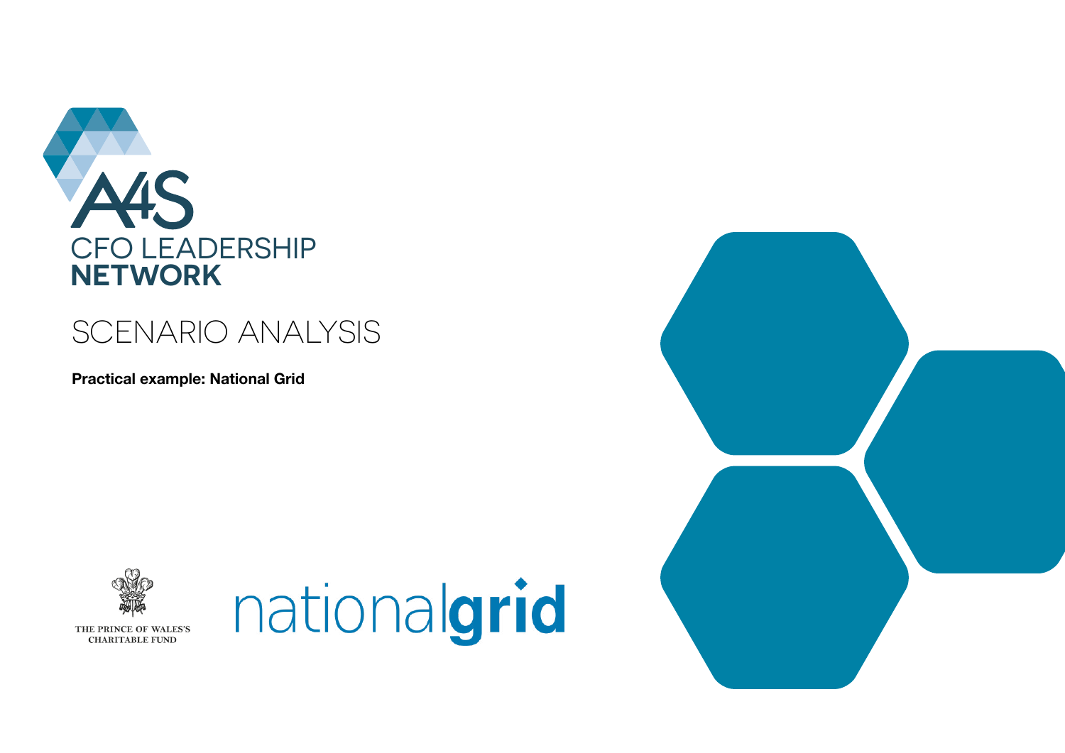# A4S CFO LEADERSHIP NETWORK

## SCENARIO ANALYSIS

**Practical example: National Grid**

THE PRINCE OF WALES'S CHARITABLE FUND

nationalgrid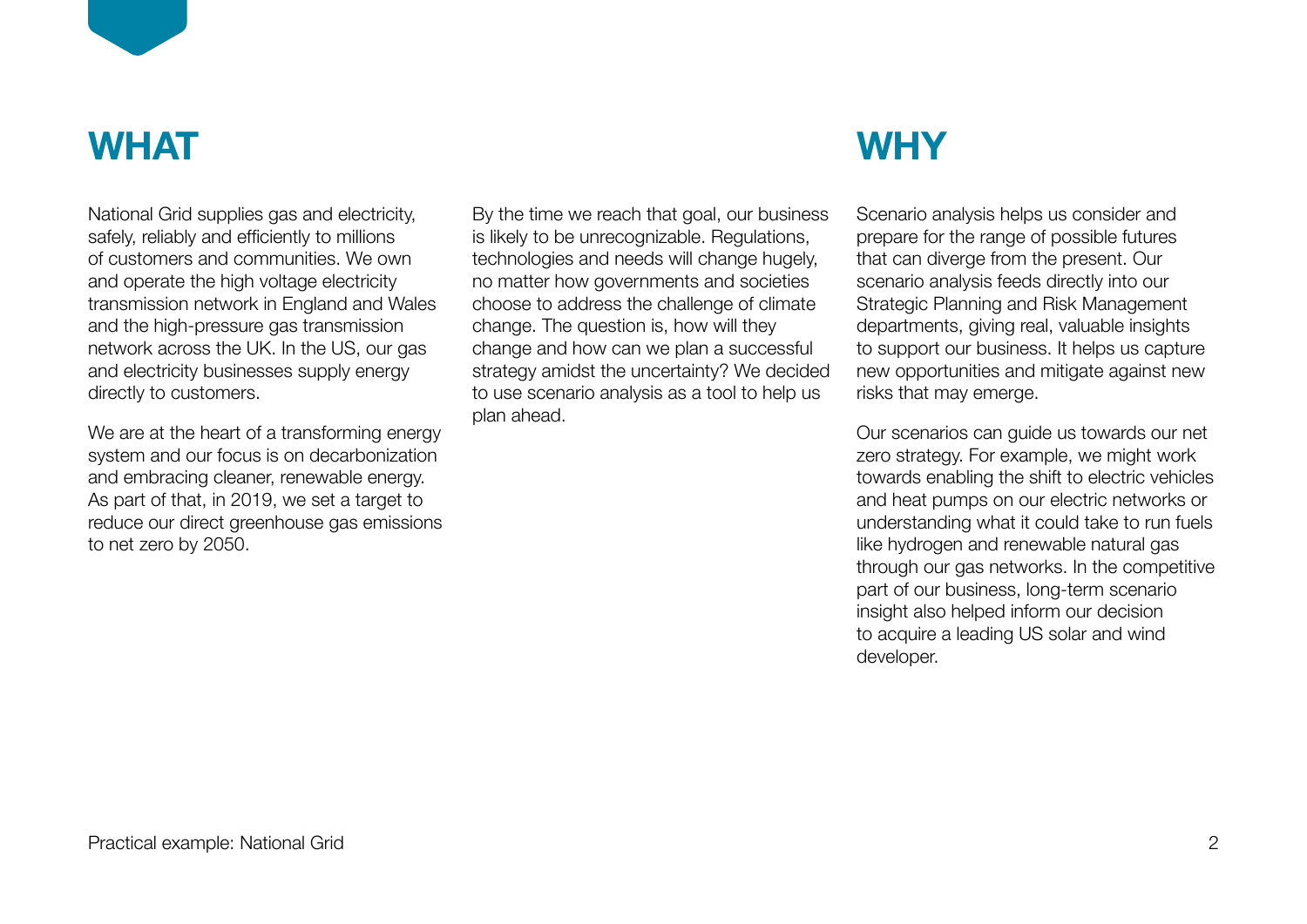## WHAT

National Grid supplies gas and electricity, safely, reliably and efficiently to millions of customers and communities. We own and operate the high voltage electricity transmission network in England and Wales and the high-pressure gas transmission network across the UK. In the US, our gas and electricity businesses supply energy directly to customers.

We are at the heart of a transforming energy system and our focus is on decarbonization and embracing cleaner, renewable energy. As part of that, in 2019, we set a target to reduce our direct greenhouse gas emissions to net zero by 2050.

By the time we reach that goal, our business is likely to be unrecognizable. Regulations, technologies and needs will change hugely, no matter how governments and societies choose to address the challenge of climate change. The question is, how will they change and how can we plan a successful strategy amidst the uncertainty? We decided to use scenario analysis as a tool to help us plan ahead.

## WHY

Scenario analysis helps us consider and prepare for the range of possible futures that can diverge from the present. Our scenario analysis feeds directly into our Strategic Planning and Risk Management departments, giving real, valuable insights to support our business. It helps us capture new opportunities and mitigate against new risks that may emerge.

Our scenarios can guide us towards our net zero strategy. For example, we might work towards enabling the shift to electric vehicles and heat pumps on our electric networks or understanding what it could take to run fuels like hydrogen and renewable natural gas through our gas networks. In the competitive part of our business, long-term scenario insight also helped inform our decision to acquire a leading US solar and wind developer.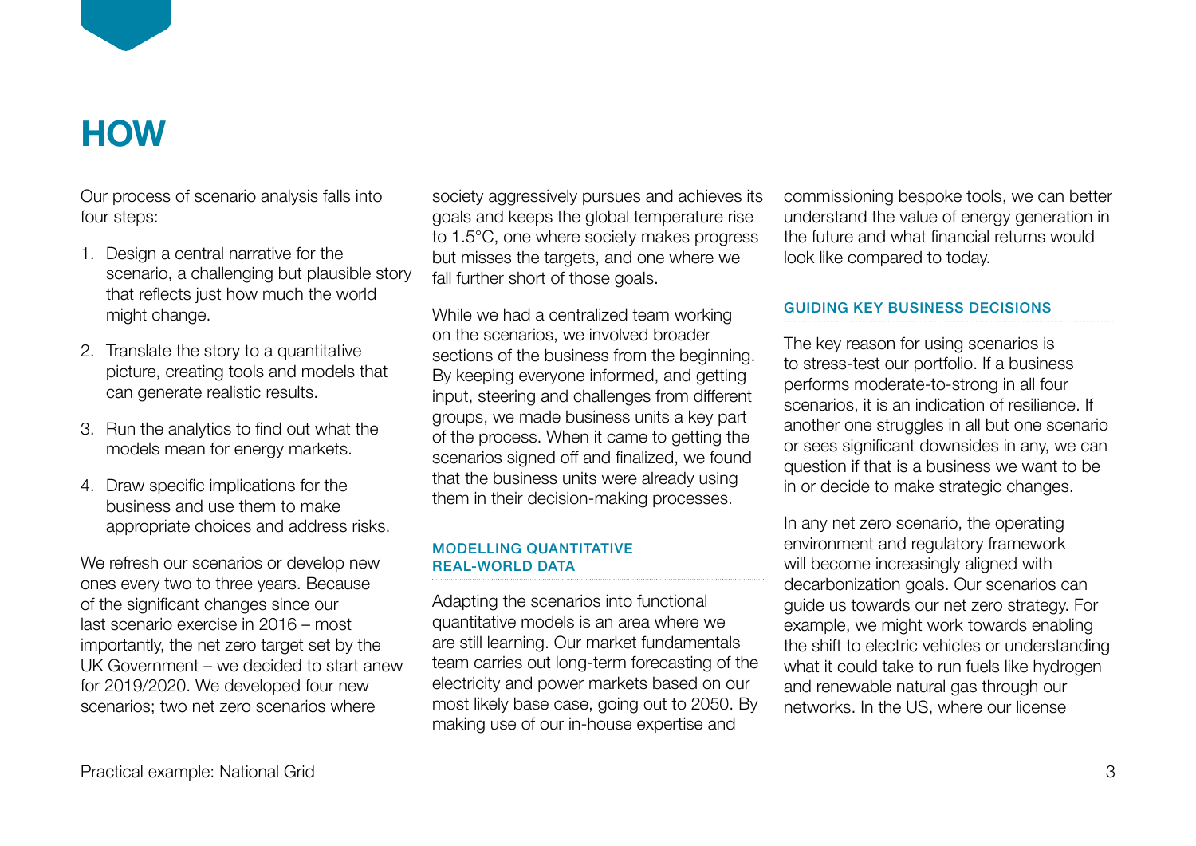# HOW

Our process of scenario analysis falls into four steps:

1. Design a central narrative for the scenario, a challenging but plausible story that reflects just how much the world might change.
2. Translate the story to a quantitative picture, creating tools and models that can generate realistic results.
3. Run the analytics to find out what the models mean for energy markets.
4. Draw specific implications for the business and use them to make appropriate choices and address risks.

We refresh our scenarios or develop new ones every two to three years. Because of the significant changes since our last scenario exercise in 2016 – most importantly, the net zero target set by the UK Government – we decided to start anew for 2019/2020. We developed four new scenarios; two net zero scenarios where society aggressively pursues and achieves its goals and keeps the global temperature rise to 1.5°C, one where society makes progress but misses the targets, and one where we fall further short of those goals.

While we had a centralized team working on the scenarios, we involved broader sections of the business from the beginning. By keeping everyone informed, and getting input, steering and challenges from different groups, we made business units a key part of the process. When it came to getting the scenarios signed off and finalized, we found that the business units were already using them in their decision-making processes.

### MODELLING QUANTITATIVE REAL-WORLD DATA

Adapting the scenarios into functional quantitative models is an area where we are still learning. Our market fundamentals team carries out long-term forecasting of the electricity and power markets based on our most likely base case, going out to 2050. By making use of our in-house expertise and commissioning bespoke tools, we can better understand the value of energy generation in the future and what financial returns would look like compared to today.

### GUIDING KEY BUSINESS DECISIONS

The key reason for using scenarios is to stress-test our portfolio. If a business performs moderate-to-strong in all four scenarios, it is an indication of resilience. If another one struggles in all but one scenario or sees significant downsides in any, we can question if that is a business we want to be in or decide to make strategic changes.

In any net zero scenario, the operating environment and regulatory framework will become increasingly aligned with decarbonization goals. Our scenarios can guide us towards our net zero strategy. For example, we might work towards enabling the shift to electric vehicles or understanding what it could take to run fuels like hydrogen and renewable natural gas through our networks. In the US, where our license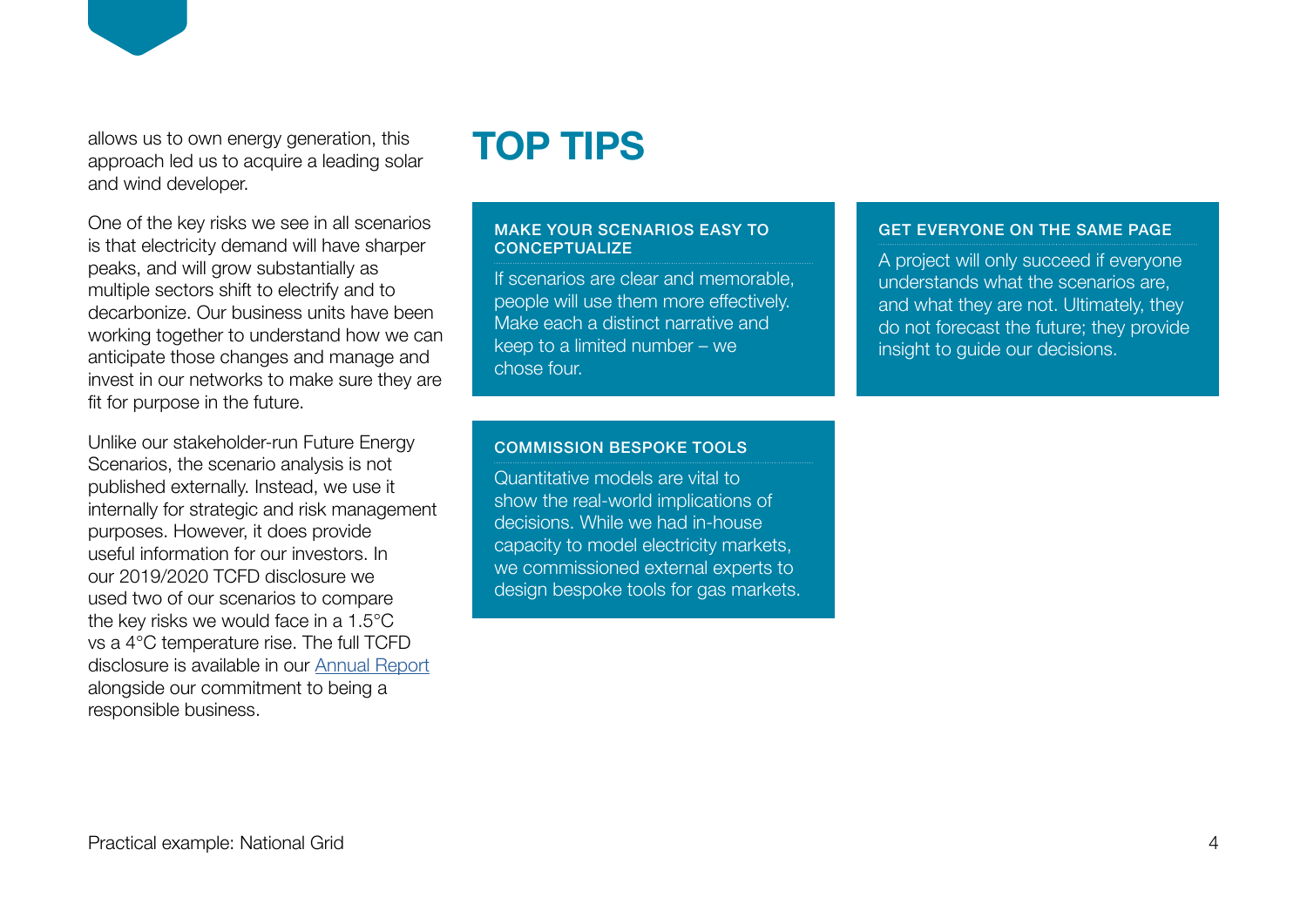allows us to own energy generation, this approach led us to acquire a leading solar and wind developer.

One of the key risks we see in all scenarios is that electricity demand will have sharper peaks, and will grow substantially as multiple sectors shift to electrify and to decarbonize. Our business units have been working together to understand how we can anticipate those changes and manage and invest in our networks to make sure they are fit for purpose in the future.

Unlike our stakeholder-run Future Energy Scenarios, the scenario analysis is not published externally. Instead, we use it internally for strategic and risk management purposes. However, it does provide useful information for our investors. In our 2019/2020 TCFD disclosure we used two of our scenarios to compare the key risks we would face in a 1.5°C vs a 4°C temperature rise. The full TCFD disclosure is available in our Annual Report alongside our commitment to being a responsible business.

# TOP TIPS

### MAKE YOUR SCENARIOS EASY TO CONCEPTUALIZE

If scenarios are clear and memorable, people will use them more effectively. Make each a distinct narrative and keep to a limited number – we chose four.

### GET EVERYONE ON THE SAME PAGE

A project will only succeed if everyone understands what the scenarios are, and what they are not. Ultimately, they do not forecast the future; they provide insight to guide our decisions.

### COMMISSION BESPOKE TOOLS

Quantitative models are vital to show the real-world implications of decisions. While we had in-house capacity to model electricity markets, we commissioned external experts to design bespoke tools for gas markets.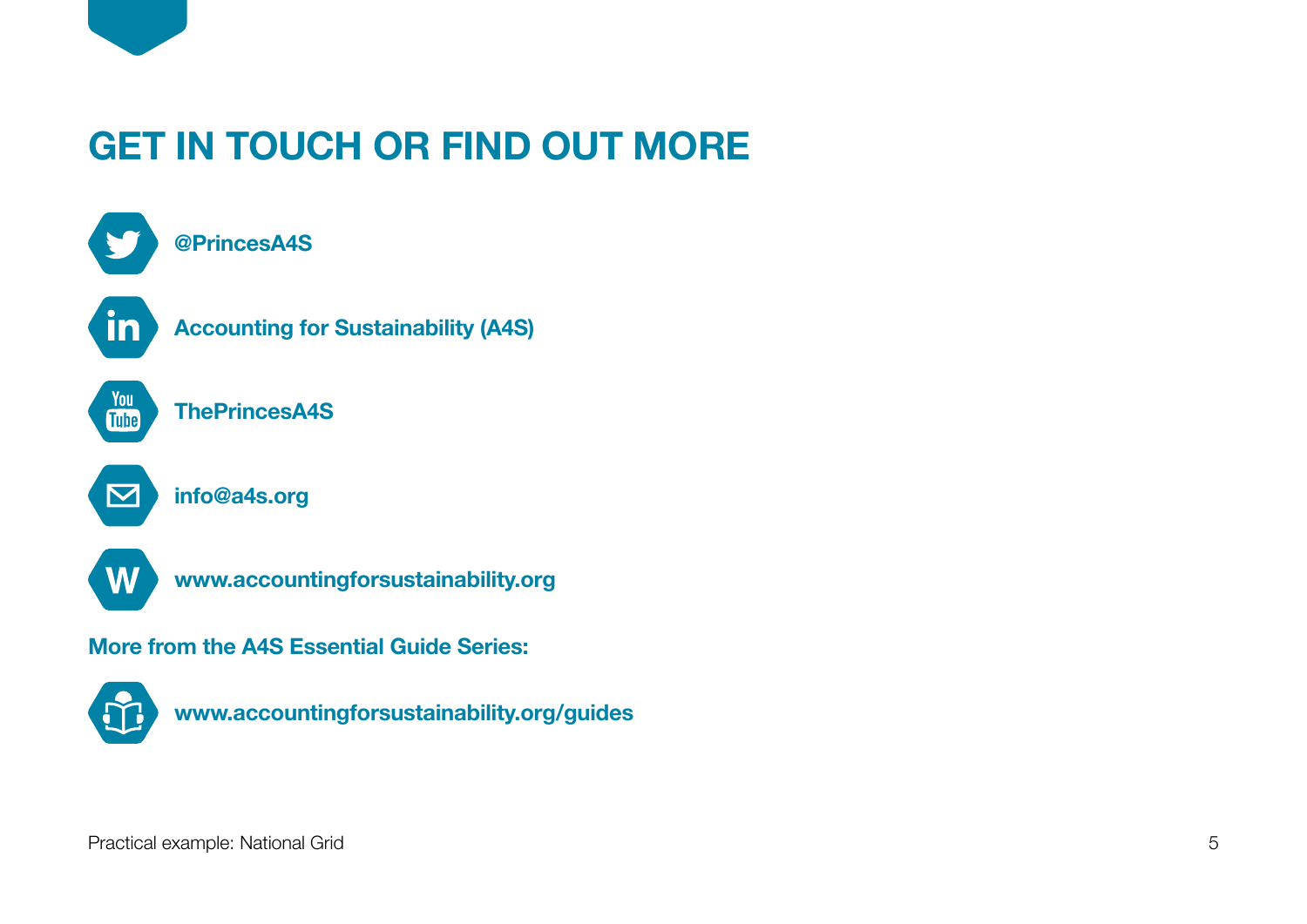# GET IN TOUCH OR FIND OUT MORE

**@PrincesA4S**

**Accounting for Sustainability (A4S)**

**ThePrincesA4S**

**info@a4s.org**

**www.accountingforsustainability.org**

**More from the A4S Essential Guide Series:**

**www.accountingforsustainability.org/guides**